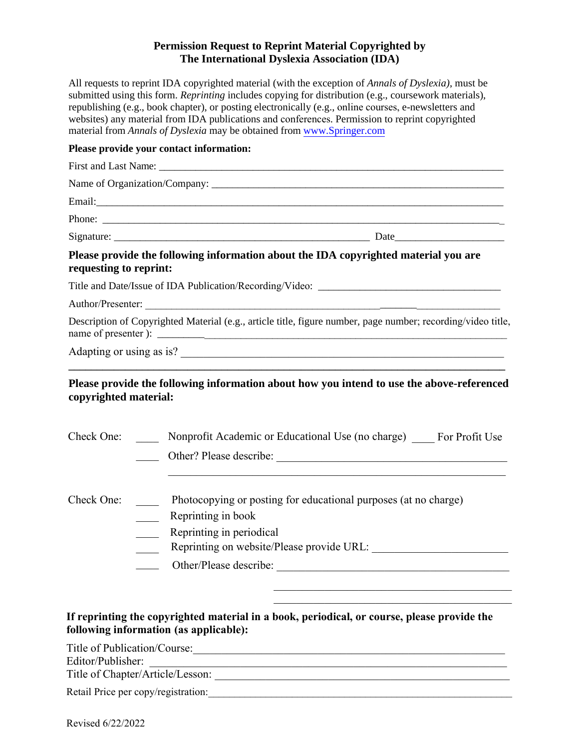# Permission Request to Reprint Material Copyrighted by The International Dyslexia Association (IDA)

All requests to reprint IDA copyrighted material (with the exception of *Annals of Dyslexia)*, must be submitted using this form. *Reprinting* includes copying for distribution (e.g., coursework materials), republishing (e.g., book chapter), or posting electronically (e.g., online courses, e-newsletters and websites) any material from IDA publications and conferences. Permission to reprint copyrighted material from *Annals of Dyslexia* may be obtained from www.Springer.com

**Please provide your contact information:**

First and Last Name: ______________________________________________________________________

Name of Organization/Company: ________________________________________________________

Email:_______________________________________________________________________________

Phone: ______________________________________________________________________________

Signature: _______________________________________________ Date____________________

**Please provide the following information about the IDA copyrighted material you are requesting to reprint:**

Title and Date/Issue of IDA Publication/Recording/Video: ___________________________________

Author/Presenter: _____________________________________________________________________

Description of Copyrighted Material (e.g., article title, figure number, page number; recording/video title, name of presenter ): ___________________________________________________________________

Adapting or using as is? ________________________________________________________________

**Please provide the following information about how you intend to use the above-referenced copyrighted material:**

Check One: ____ Nonprofit Academic or Educational Use (no charge) ____ For Profit Use

____ Other? Please describe: ___________________________________________

_____________________________________________________________

Check One: ____ Photocopying or posting for educational purposes (at no charge)

____ Reprinting in book

____ Reprinting in periodical

____ Reprinting on website/Please provide URL: _______________________

____ Other/Please describe: _________________________________________

_____________________________________________

_____________________________________________

**If reprinting the copyrighted material in a book, periodical, or course, please provide the following information (as applicable):**

Title of Publication/Course:__________________________________________________________

Editor/Publisher: _________________________________________________________________

Title of Chapter/Article/Lesson: ______________________________________________________

Retail Price per copy/registration:_______________________________________________________

Revised 6/22/2022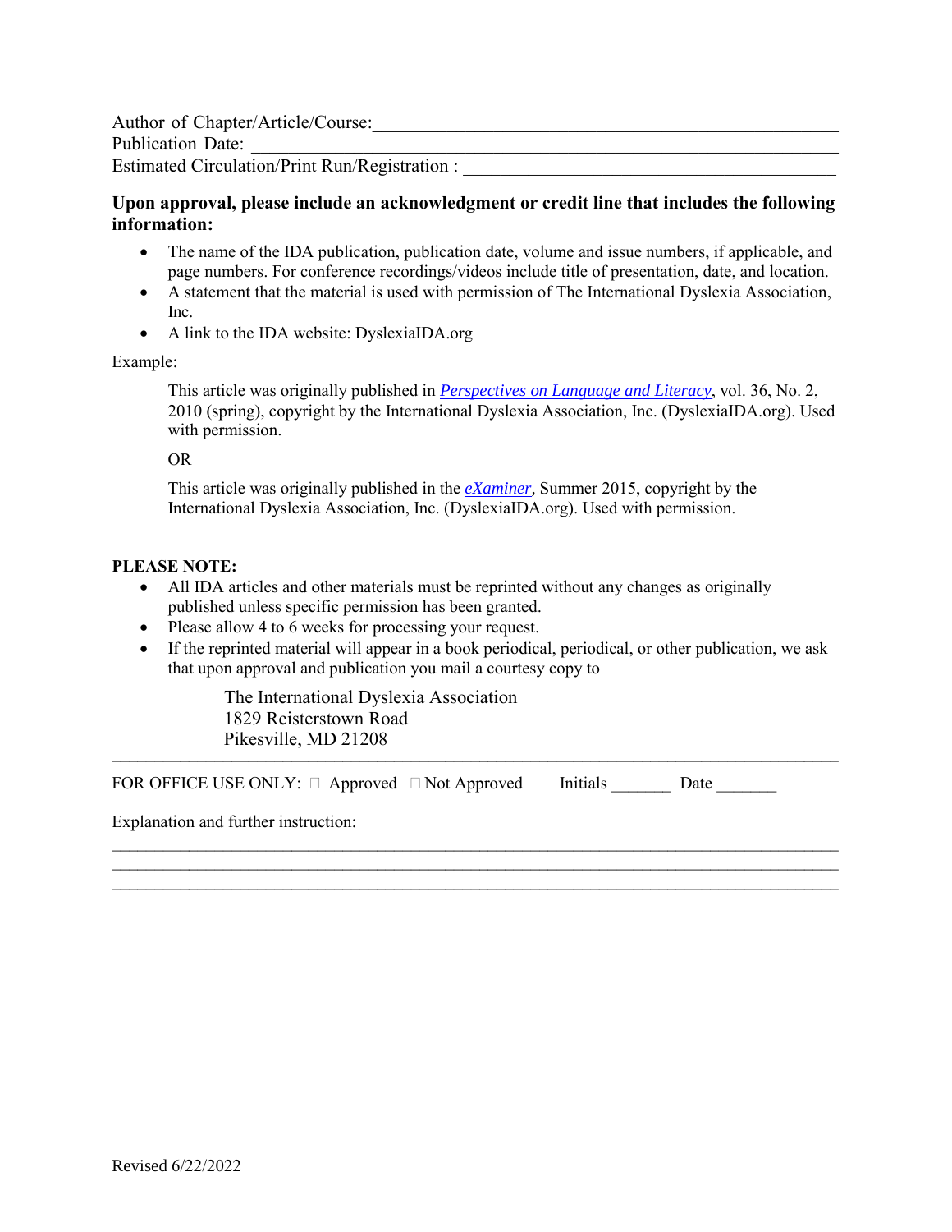Author of Chapter/Article/Course: ______________________________________________

Publication Date: ______________________________________________

Estimated Circulation/Print Run/Registration : ______________________________________

**Upon approval, please include an acknowledgment or credit line that includes the following information:**

- The name of the IDA publication, publication date, volume and issue numbers, if applicable, and page numbers. For conference recordings/videos include title of presentation, date, and location.
- A statement that the material is used with permission of The International Dyslexia Association, Inc.
- A link to the IDA website: DyslexiaIDA.org

Example:

> This article was originally published in *Perspectives on Language and Literacy*, vol. 36, No. 2, 2010 (spring), copyright by the International Dyslexia Association, Inc. (DyslexiaIDA.org). Used with permission.
>
> OR
>
> This article was originally published in the *eXaminer*, Summer 2015, copyright by the International Dyslexia Association, Inc. (DyslexiaIDA.org). Used with permission.

**PLEASE NOTE:**

- All IDA articles and other materials must be reprinted without any changes as originally published unless specific permission has been granted.
- Please allow 4 to 6 weeks for processing your request.
- If the reprinted material will appear in a book periodical, periodical, or other publication, we ask that upon approval and publication you mail a courtesy copy to

  The International Dyslexia Association
  1829 Reisterstown Road
  Pikesville, MD 21208

---

FOR OFFICE USE ONLY: ☐ Approved ☐ Not Approved Initials _______ Date _______

Explanation and further instruction:

______________________________________________________________________________

______________________________________________________________________________

______________________________________________________________________________

Revised 6/22/2022